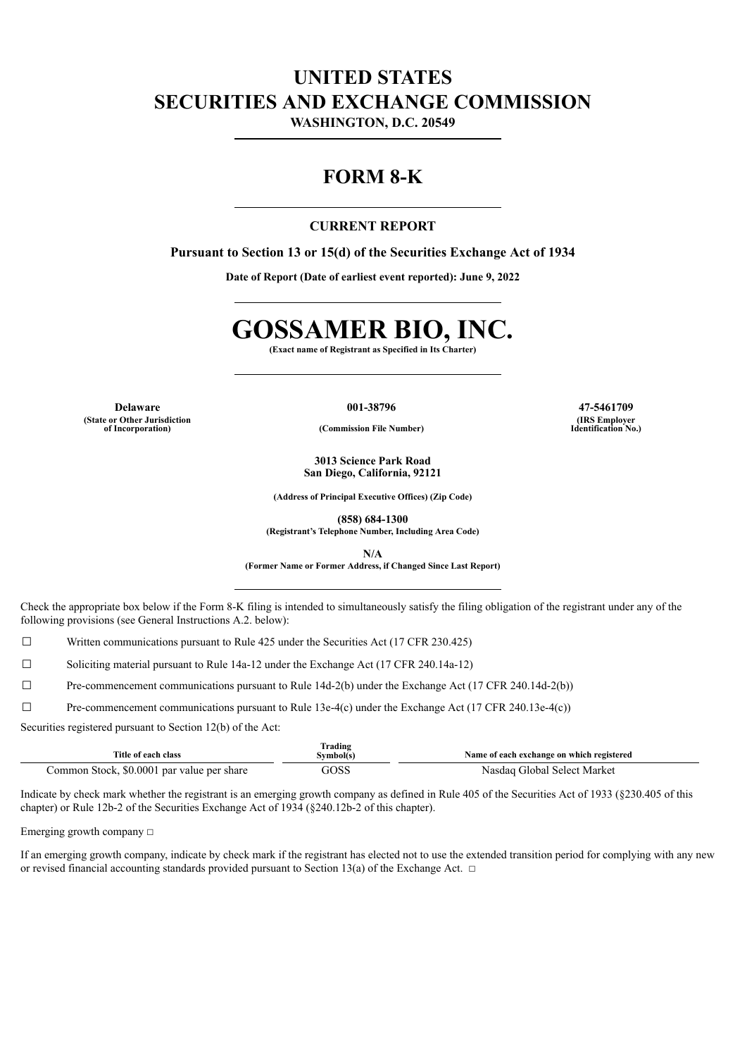# UNITED STATES
# SECURITIES AND EXCHANGE COMMISSION

**WASHINGTON, D.C. 20549**

## FORM 8-K

### CURRENT REPORT

**Pursuant to Section 13 or 15(d) of the Securities Exchange Act of 1934**

**Date of Report (Date of earliest event reported): June 9, 2022**

# GOSSAMER BIO, INC.

**(Exact name of Registrant as Specified in Its Charter)**

| | | |
|---|---|---|
| **Delaware** | **001-38796** | **47-5461709** |
| **(State or Other Jurisdiction of Incorporation)** | **(Commission File Number)** | **(IRS Employer Identification No.)** |

**3013 Science Park Road**
**San Diego, California, 92121**

**(Address of Principal Executive Offices) (Zip Code)**

**(858) 684-1300**
**(Registrant's Telephone Number, Including Area Code)**

**N/A**
**(Former Name or Former Address, if Changed Since Last Report)**

Check the appropriate box below if the Form 8-K filing is intended to simultaneously satisfy the filing obligation of the registrant under any of the following provisions (see General Instructions A.2. below):

☐ Written communications pursuant to Rule 425 under the Securities Act (17 CFR 230.425)

☐ Soliciting material pursuant to Rule 14a-12 under the Exchange Act (17 CFR 240.14a-12)

☐ Pre-commencement communications pursuant to Rule 14d-2(b) under the Exchange Act (17 CFR 240.14d-2(b))

☐ Pre-commencement communications pursuant to Rule 13e-4(c) under the Exchange Act (17 CFR 240.13e-4(c))

Securities registered pursuant to Section 12(b) of the Act:

| Title of each class | Trading Symbol(s) | Name of each exchange on which registered |
|---|---|---|
| Common Stock, $0.0001 par value per share | GOSS | Nasdaq Global Select Market |

Indicate by check mark whether the registrant is an emerging growth company as defined in Rule 405 of the Securities Act of 1933 (§230.405 of this chapter) or Rule 12b-2 of the Securities Exchange Act of 1934 (§240.12b-2 of this chapter).

Emerging growth company ☐

If an emerging growth company, indicate by check mark if the registrant has elected not to use the extended transition period for complying with any new or revised financial accounting standards provided pursuant to Section 13(a) of the Exchange Act. ☐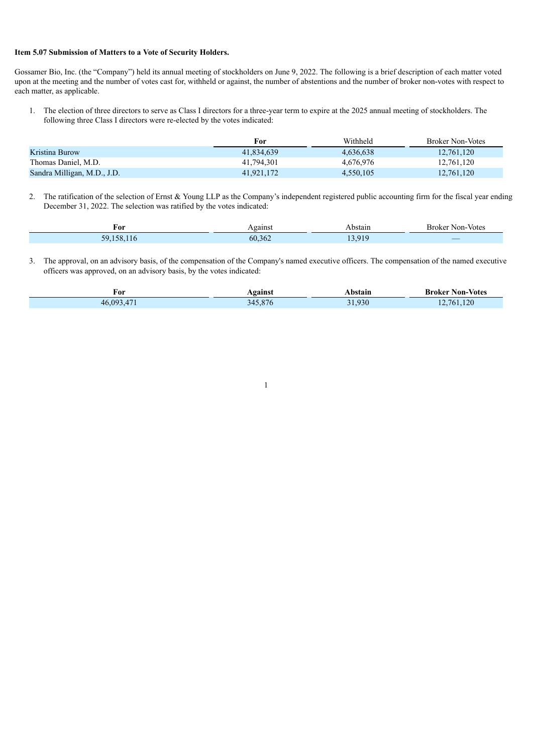**Item 5.07 Submission of Matters to a Vote of Security Holders.**

Gossamer Bio, Inc. (the "Company") held its annual meeting of stockholders on June 9, 2022. The following is a brief description of each matter voted upon at the meeting and the number of votes cast for, withheld or against, the number of abstentions and the number of broker non-votes with respect to each matter, as applicable.

1. The election of three directors to serve as Class I directors for a three-year term to expire at the 2025 annual meeting of stockholders. The following three Class I directors were re-elected by the votes indicated:

| | **For** | Withheld | Broker Non-Votes |
|---|---|---|---|
| Kristina Burow | 41,834,639 | 4,636,638 | 12,761,120 |
| Thomas Daniel, M.D. | 41,794,301 | 4,676,976 | 12,761,120 |
| Sandra Milligan, M.D., J.D. | 41,921,172 | 4,550,105 | 12,761,120 |

2. The ratification of the selection of Ernst & Young LLP as the Company's independent registered public accounting firm for the fiscal year ending December 31, 2022. The selection was ratified by the votes indicated:

| **For** | Against | Abstain | Broker Non-Votes |
|---|---|---|---|
| 59,158,116 | 60,362 | 13,919 | — |

3. The approval, on an advisory basis, of the compensation of the Company's named executive officers. The compensation of the named executive officers was approved, on an advisory basis, by the votes indicated:

| **For** | **Against** | **Abstain** | **Broker Non-Votes** |
|---|---|---|---|
| 46,093,471 | 345,876 | 31,930 | 12,761,120 |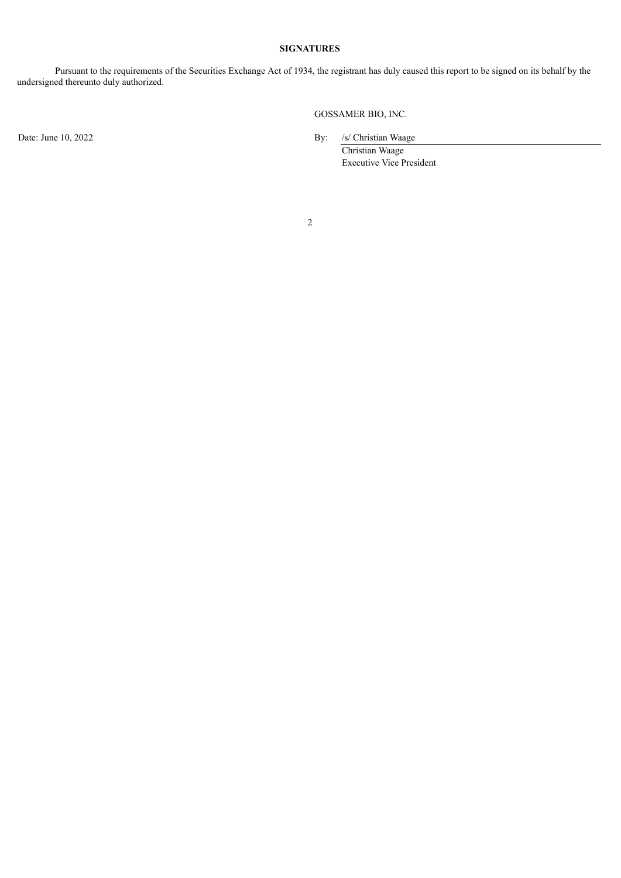**SIGNATURES**

Pursuant to the requirements of the Securities Exchange Act of 1934, the registrant has duly caused this report to be signed on its behalf by the undersigned thereunto duly authorized.

GOSSAMER BIO, INC.

Date: June 10, 2022

By: /s/ Christian Waage
Christian Waage
Executive Vice President